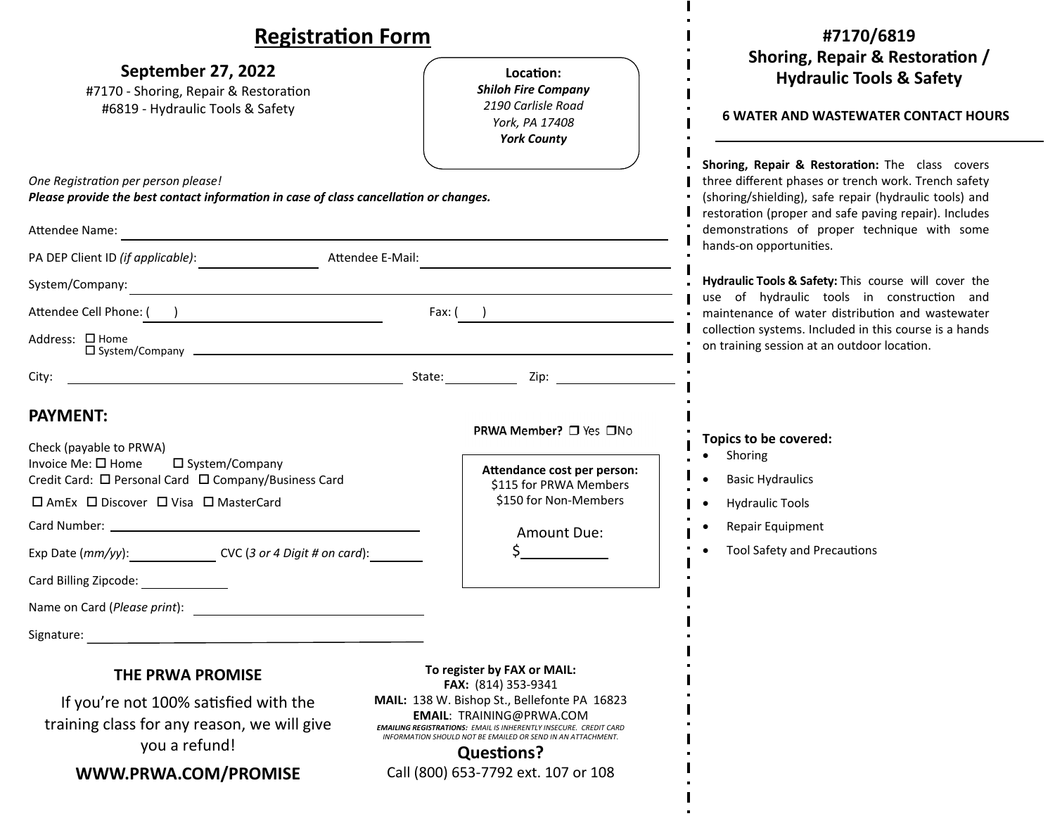# Registration Form

## September 27, 2022

#7170 - Shoring, Repair & Restoration
#6819 - Hydraulic Tools & Safety

**Location:**
***Shiloh Fire Company***
*2190 Carlisle Road*
*York, PA 17408*
***York County***

*One Registration per person please!*
***Please provide the best contact information in case of class cancellation or changes.***

Attendee Name: ____________________

PA DEP Client ID *(if applicable)*: ____________ Attendee E-Mail: ____________

System/Company: ____________________

Attendee Cell Phone: (    ) ____________ Fax: (    ) ____________

Address: ☐ Home ☐ System/Company ____________________

City: ____________ State: ________ Zip: ________

## PAYMENT:

**PRWA Member?** ☐ Yes ☐ No

Check (payable to PRWA)
Invoice Me: ☐ Home ☐ System/Company
Credit Card: ☐ Personal Card ☐ Company/Business Card
☐ AmEx ☐ Discover ☐ Visa ☐ MasterCard

Card Number: ____________________

Exp Date (*mm/yy*): ________ CVC (*3 or 4 Digit # on card*): ________

Card Billing Zipcode: ________

Name on Card (*Please print*): ____________________

Signature: ____________________

**Attendance cost per person:**
$115 for PRWA Members
$150 for Non-Members

Amount Due:
$________

### THE PRWA PROMISE

If you're not 100% satisfied with the training class for any reason, we will give you a refund!

**WWW.PRWA.COM/PROMISE**

**To register by FAX or MAIL:**
**FAX:** (814) 353-9341
**MAIL:** 138 W. Bishop St., Bellefonte PA 16823
**EMAIL**: TRAINING@PRWA.COM
***EMAILING REGISTRATIONS:*** *EMAIL IS INHERENTLY INSECURE. CREDIT CARD INFORMATION SHOULD NOT BE EMAILED OR SEND IN AN ATTACHMENT.*

**Questions?**
Call (800) 653-7792 ext. 107 or 108

## #7170/6819 Shoring, Repair & Restoration / Hydraulic Tools & Safety

**6 WATER AND WASTEWATER CONTACT HOURS**

**Shoring, Repair & Restoration:** The class covers three different phases or trench work. Trench safety (shoring/shielding), safe repair (hydraulic tools) and restoration (proper and safe paving repair). Includes demonstrations of proper technique with some hands-on opportunities.

**Hydraulic Tools & Safety:** This course will cover the use of hydraulic tools in construction and maintenance of water distribution and wastewater collection systems. Included in this course is a hands on training session at an outdoor location.

**Topics to be covered:**

- Shoring
- Basic Hydraulics
- Hydraulic Tools
- Repair Equipment
- Tool Safety and Precautions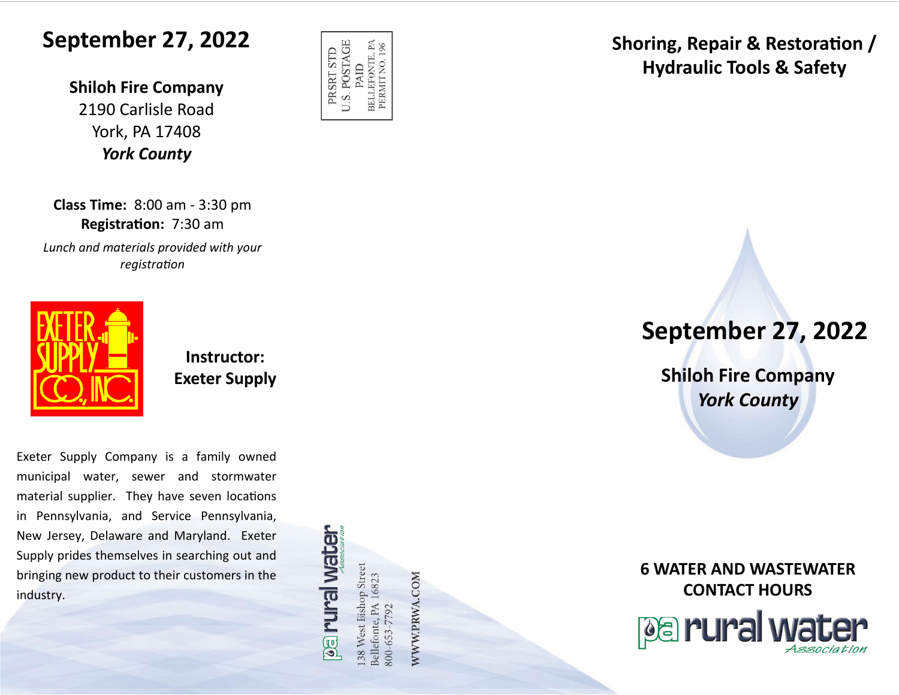# September 27, 2022

**Shiloh Fire Company**
2190 Carlisle Road
York, PA 17408
***York County***

**Class Time:** 8:00 am - 3:30 pm
**Registration:** 7:30 am

*Lunch and materials provided with your registration*

**Instructor:**
**Exeter Supply**

Exeter Supply Company is a family owned municipal water, sewer and stormwater material supplier. They have seven locations in Pennsylvania, and Service Pennsylvania, New Jersey, Delaware and Maryland. Exeter Supply prides themselves in searching out and bringing new product to their customers in the industry.

PRSRT STD
U.S. POSTAGE
PAID
BELLEFONTE, PA
PERMIT NO. 196

pa rural water Association
138 West Bishop Street
Bellefonte, PA 16823
800-653-7792

WWW.PRWA.COM

## Shoring, Repair & Restoration / Hydraulic Tools & Safety

## September 27, 2022

**Shiloh Fire Company**
***York County***

**6 WATER AND WASTEWATER CONTACT HOURS**

pa rural water Association